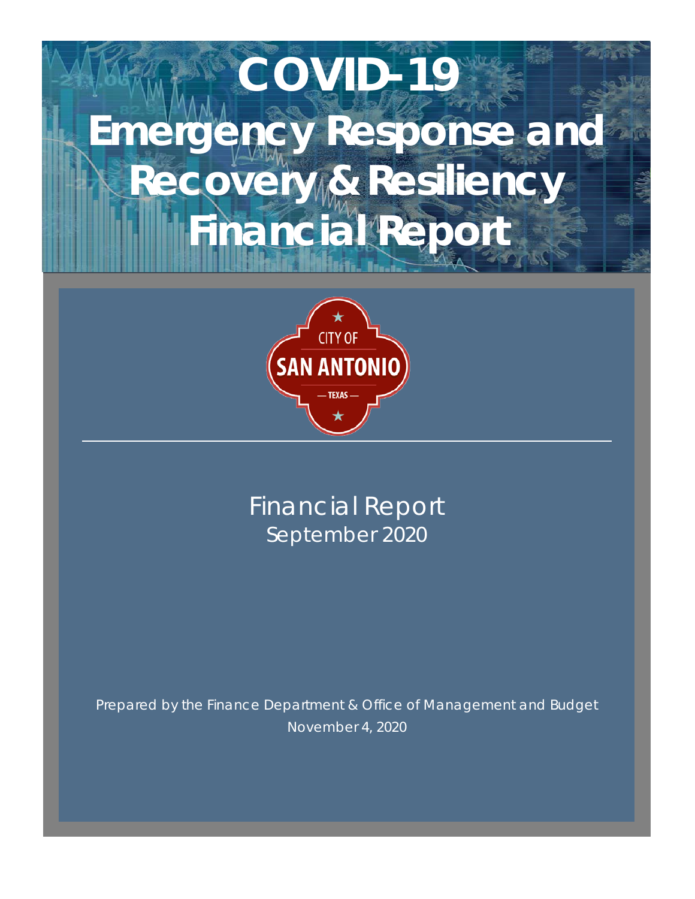# COVID-19 Emergency Response and Recovery & Resiliency Financial Report

CITY OF
SAN ANTONIO
— TEXAS —

## Financial Report
September 2020

Prepared by the Finance Department & Office of Management and Budget
November 4, 2020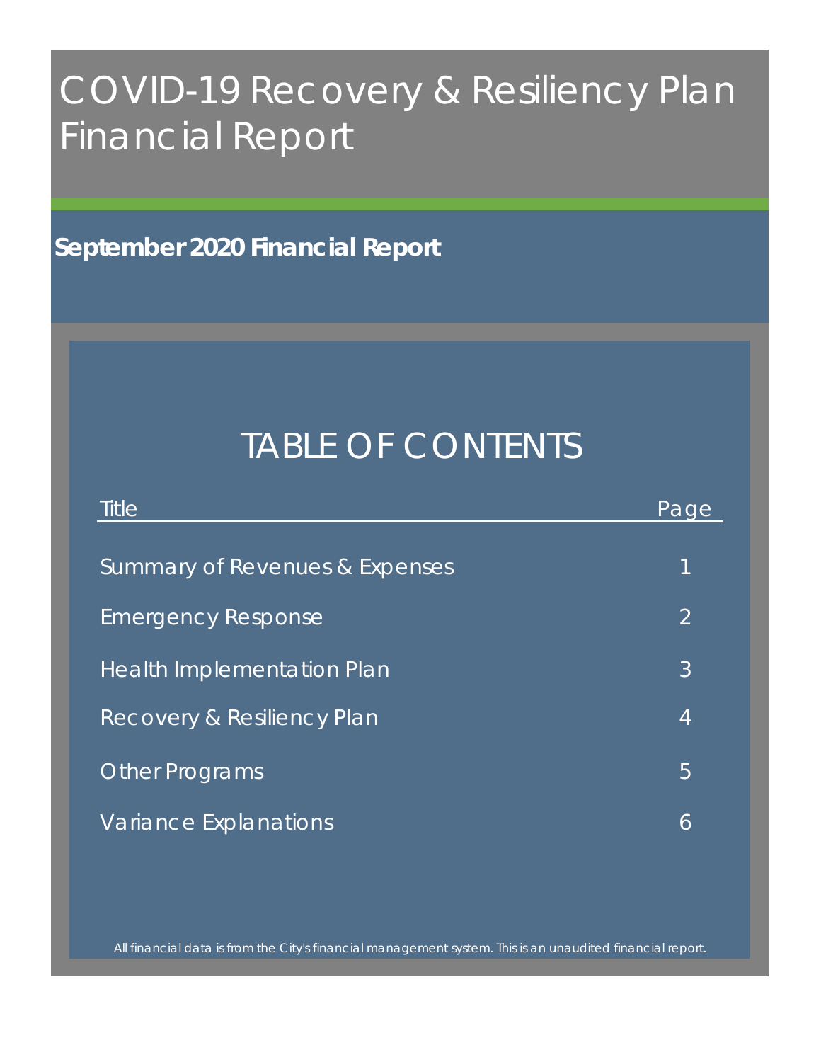# COVID-19 Recovery & Resiliency Plan Financial Report

**September 2020 Financial Report**

## TABLE OF CONTENTS

| Title | Page |
|---|---|
| Summary of Revenues & Expenses | 1 |
| Emergency Response | 2 |
| Health Implementation Plan | 3 |
| Recovery & Resiliency Plan | 4 |
| Other Programs | 5 |
| Variance Explanations | 6 |

All financial data is from the City's financial management system. This is an unaudited financial report.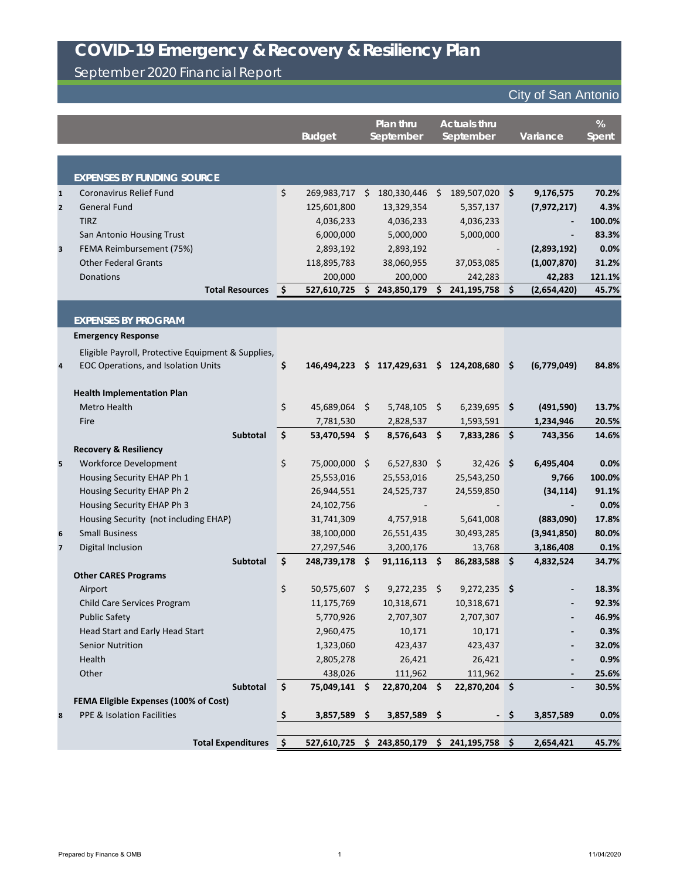# COVID-19 Emergency & Recovery & Resiliency Plan

## September 2020 Financial Report

City of San Antonio

| | | Budget | Plan thru September | Actuals thru September | Variance | % Spent |
|---|---|---|---|---|---|---|
| | **EXPENSES BY FUNDING SOURCE** | | | | | |
| 1 | Coronavirus Relief Fund | $ 269,983,717 | $ 180,330,446 | $ 189,507,020 | **$ 9,176,575** | **70.2%** |
| 2 | General Fund | 125,601,800 | 13,329,354 | 5,357,137 | **(7,972,217)** | **4.3%** |
| | TIRZ | 4,036,233 | 4,036,233 | 4,036,233 | **-** | **100.0%** |
| | San Antonio Housing Trust | 6,000,000 | 5,000,000 | 5,000,000 | **-** | **83.3%** |
| 3 | FEMA Reimbursement (75%) | 2,893,192 | 2,893,192 | - | **(2,893,192)** | **0.0%** |
| | Other Federal Grants | 118,895,783 | 38,060,955 | 37,053,085 | **(1,007,870)** | **31.2%** |
| | Donations | 200,000 | 200,000 | 242,283 | **42,283** | **121.1%** |
| | **Total Resources** | **$ 527,610,725** | **$ 243,850,179** | **$ 241,195,758** | **$ (2,654,420)** | **45.7%** |
| | **EXPENSES BY PROGRAM** | | | | | |
| | **Emergency Response** | | | | | |
| 4 | Eligible Payroll, Protective Equipment & Supplies, EOC Operations, and Isolation Units | **$ 146,494,223** | **$ 117,429,631** | **$ 124,208,680** | **$ (6,779,049)** | **84.8%** |
| | **Health Implementation Plan** | | | | | |
| | Metro Health | $ 45,689,064 | $ 5,748,105 | $ 6,239,695 | **$ (491,590)** | **13.7%** |
| | Fire | 7,781,530 | 2,828,537 | 1,593,591 | **1,234,946** | **20.5%** |
| | **Subtotal** | **$ 53,470,594** | **$ 8,576,643** | **$ 7,833,286** | **$ 743,356** | **14.6%** |
| | **Recovery & Resiliency** | | | | | |
| 5 | Workforce Development | $ 75,000,000 | $ 6,527,830 | $ 32,426 | **$ 6,495,404** | **0.0%** |
| | Housing Security EHAP Ph 1 | 25,553,016 | 25,553,016 | 25,543,250 | **9,766** | **100.0%** |
| | Housing Security EHAP Ph 2 | 26,944,551 | 24,525,737 | 24,559,850 | **(34,114)** | **91.1%** |
| | Housing Security EHAP Ph 3 | 24,102,756 | - | - | **-** | **0.0%** |
| | Housing Security (not including EHAP) | 31,741,309 | 4,757,918 | 5,641,008 | **(883,090)** | **17.8%** |
| 6 | Small Business | 38,100,000 | 26,551,435 | 30,493,285 | **(3,941,850)** | **80.0%** |
| 7 | Digital Inclusion | 27,297,546 | 3,200,176 | 13,768 | **3,186,408** | **0.1%** |
| | **Subtotal** | **$ 248,739,178** | **$ 91,116,113** | **$ 86,283,588** | **$ 4,832,524** | **34.7%** |
| | **Other CARES Programs** | | | | | |
| | Airport | $ 50,575,607 | $ 9,272,235 | $ 9,272,235 | **$ -** | **18.3%** |
| | Child Care Services Program | 11,175,769 | 10,318,671 | 10,318,671 | **-** | **92.3%** |
| | Public Safety | 5,770,926 | 2,707,307 | 2,707,307 | **-** | **46.9%** |
| | Head Start and Early Head Start | 2,960,475 | 10,171 | 10,171 | **-** | **0.3%** |
| | Senior Nutrition | 1,323,060 | 423,437 | 423,437 | **-** | **32.0%** |
| | Health | 2,805,278 | 26,421 | 26,421 | **-** | **0.9%** |
| | Other | 438,026 | 111,962 | 111,962 | **-** | **25.6%** |
| | **Subtotal** | **$ 75,049,141** | **$ 22,870,204** | **$ 22,870,204** | **$ -** | **30.5%** |
| | **FEMA Eligible Expenses (100% of Cost)** | | | | | |
| 8 | PPE & Isolation Facilities | **$ 3,857,589** | **$ 3,857,589** | **$ -** | **$ 3,857,589** | **0.0%** |
| | **Total Expenditures** | **$ 527,610,725** | **$ 243,850,179** | **$ 241,195,758** | **$ 2,654,421** | **45.7%** |

Prepared by Finance & OMB

11/04/2020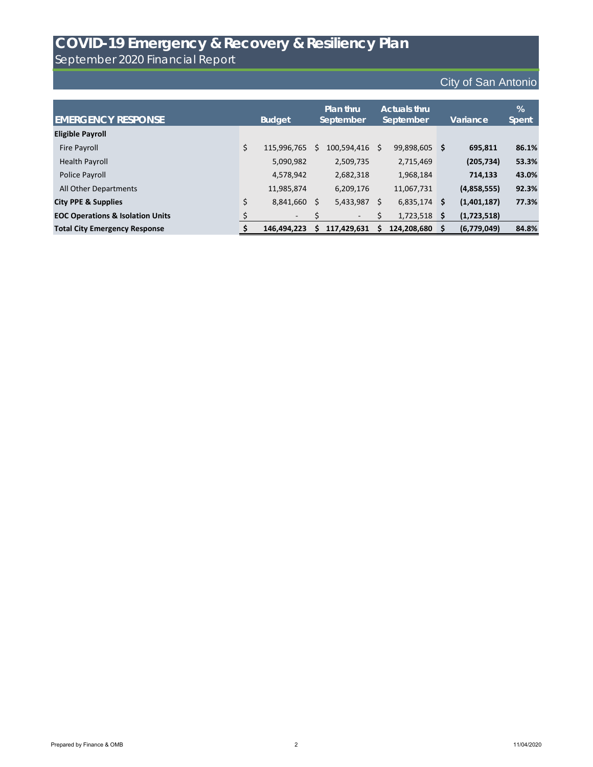# COVID-19 Emergency & Recovery & Resiliency Plan

## September 2020 Financial Report

City of San Antonio

| EMERGENCY RESPONSE | Budget | Plan thru September | Actuals thru September | Variance | % Spent |
|---|---|---|---|---|---|
| **Eligible Payroll** | | | | | |
| Fire Payroll | $ 115,996,765 | $ 100,594,416 | $ 99,898,605 | **$ 695,811** | **86.1%** |
| Health Payroll | 5,090,982 | 2,509,735 | 2,715,469 | **(205,734)** | **53.3%** |
| Police Payroll | 4,578,942 | 2,682,318 | 1,968,184 | **714,133** | **43.0%** |
| All Other Departments | 11,985,874 | 6,209,176 | 11,067,731 | **(4,858,555)** | **92.3%** |
| **City PPE & Supplies** | $ 8,841,660 | $ 5,433,987 | $ 6,835,174 | **$ (1,401,187)** | **77.3%** |
| **EOC Operations & Isolation Units** | $ - | $ - | $ 1,723,518 | **$ (1,723,518)** | |
| **Total City Emergency Response** | **$ 146,494,223** | **$ 117,429,631** | **$ 124,208,680** | **$ (6,779,049)** | **84.8%** |

Prepared by Finance & OMB

11/04/2020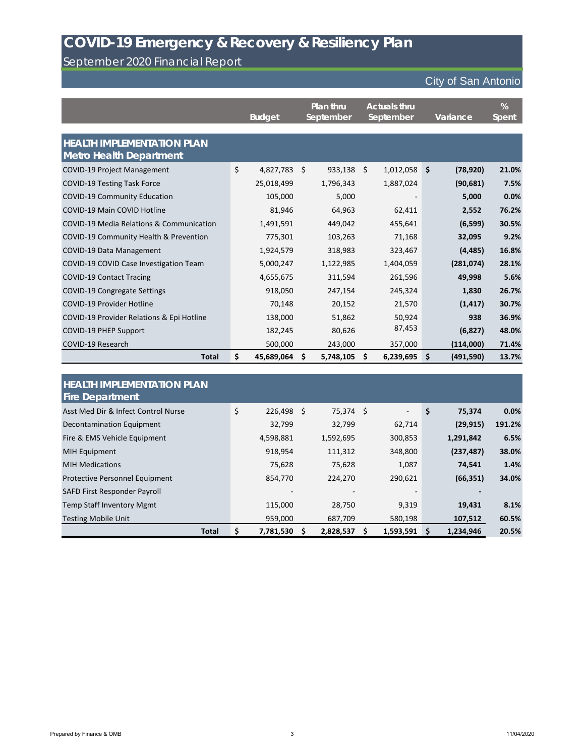# COVID-19 Emergency & Recovery & Resiliency Plan

## September 2020 Financial Report

City of San Antonio

| | Budget | Plan thru September | Actuals thru September | Variance | % Spent |
|---|---|---|---|---|---|
| **HEALTH IMPLEMENTATION PLAN Metro Health Department** | | | | | |
| COVID-19 Project Management | $ 4,827,783 | $ 933,138 | $ 1,012,058 | **$ (78,920)** | **21.0%** |
| COVID-19 Testing Task Force | 25,018,499 | 1,796,343 | 1,887,024 | **(90,681)** | **7.5%** |
| COVID-19 Community Education | 105,000 | 5,000 | - | **5,000** | **0.0%** |
| COVID-19 Main COVID Hotline | 81,946 | 64,963 | 62,411 | **2,552** | **76.2%** |
| COVID-19 Media Relations & Communication | 1,491,591 | 449,042 | 455,641 | **(6,599)** | **30.5%** |
| COVID-19 Community Health & Prevention | 775,301 | 103,263 | 71,168 | **32,095** | **9.2%** |
| COVID-19 Data Management | 1,924,579 | 318,983 | 323,467 | **(4,485)** | **16.8%** |
| COVID-19 COVID Case Investigation Team | 5,000,247 | 1,122,985 | 1,404,059 | **(281,074)** | **28.1%** |
| COVID-19 Contact Tracing | 4,655,675 | 311,594 | 261,596 | **49,998** | **5.6%** |
| COVID-19 Congregate Settings | 918,050 | 247,154 | 245,324 | **1,830** | **26.7%** |
| COVID-19 Provider Hotline | 70,148 | 20,152 | 21,570 | **(1,417)** | **30.7%** |
| COVID-19 Provider Relations & Epi Hotline | 138,000 | 51,862 | 50,924 | **938** | **36.9%** |
| COVID-19 PHEP Support | 182,245 | 80,626 | 87,453 | **(6,827)** | **48.0%** |
| COVID-19 Research | 500,000 | 243,000 | 357,000 | **(114,000)** | **71.4%** |
| **Total** | **$ 45,689,064** | **$ 5,748,105** | **$ 6,239,695** | **$ (491,590)** | **13.7%** |

| | Budget | Plan thru September | Actuals thru September | Variance | % Spent |
|---|---|---|---|---|---|
| **HEALTH IMPLEMENTATION PLAN Fire Department** | | | | | |
| Asst Med Dir & Infect Control Nurse | $ 226,498 | $ 75,374 | $ - | **$ 75,374** | **0.0%** |
| Decontamination Equipment | 32,799 | 32,799 | 62,714 | **(29,915)** | **191.2%** |
| Fire & EMS Vehicle Equipment | 4,598,881 | 1,592,695 | 300,853 | **1,291,842** | **6.5%** |
| MIH Equipment | 918,954 | 111,312 | 348,800 | **(237,487)** | **38.0%** |
| MIH Medications | 75,628 | 75,628 | 1,087 | **74,541** | **1.4%** |
| Protective Personnel Equipment | 854,770 | 224,270 | 290,621 | **(66,351)** | **34.0%** |
| SAFD First Responder Payroll | - | - | - | **-** | |
| Temp Staff Inventory Mgmt | 115,000 | 28,750 | 9,319 | **19,431** | **8.1%** |
| Testing Mobile Unit | 959,000 | 687,709 | 580,198 | **107,512** | **60.5%** |
| **Total** | **$ 7,781,530** | **$ 2,828,537** | **$ 1,593,591** | **$ 1,234,946** | **20.5%** |

Prepared by Finance & OMB

11/04/2020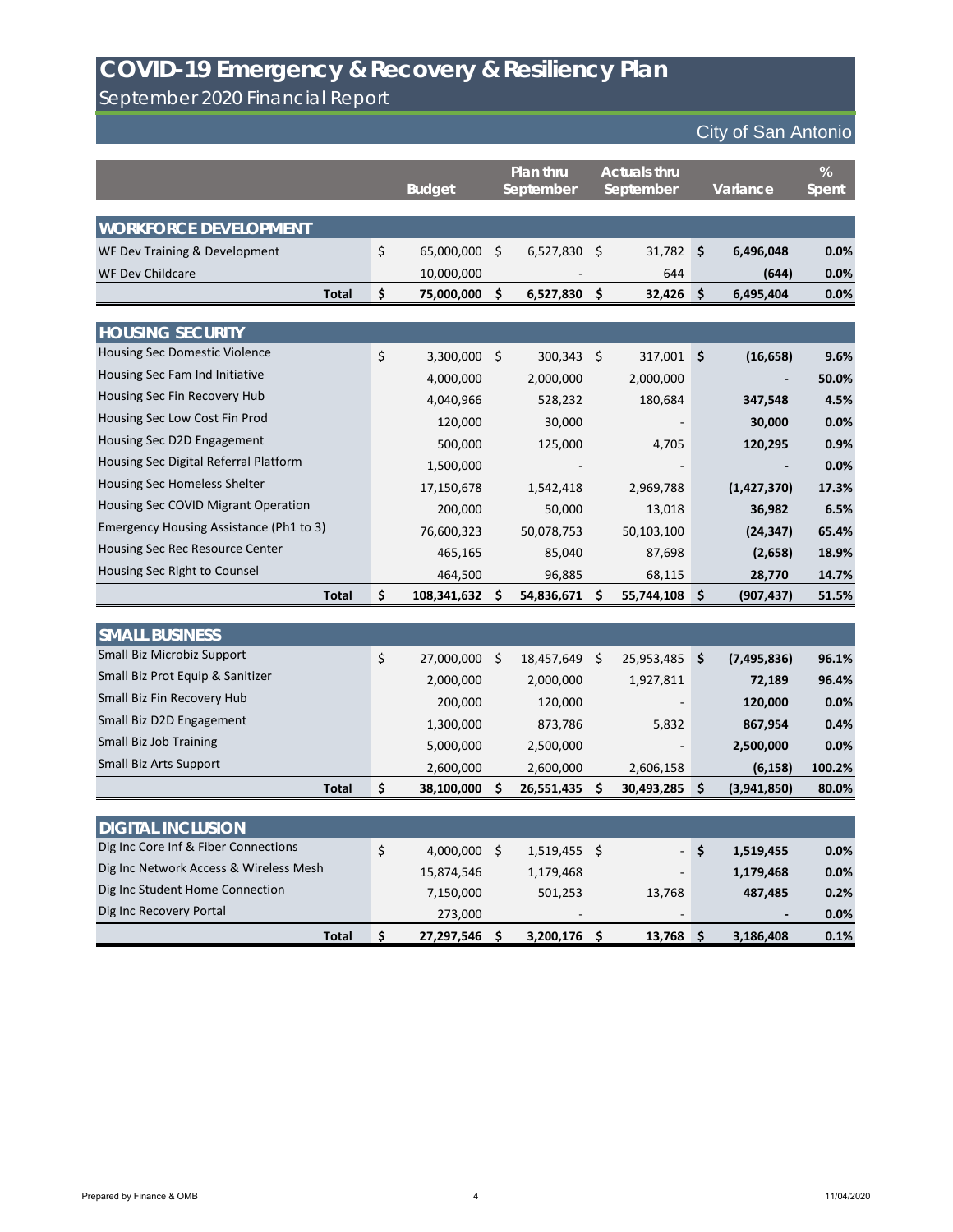# COVID-19 Emergency & Recovery & Resiliency Plan

## September 2020 Financial Report

City of San Antonio

| | Budget | Plan thru September | Actuals thru September | Variance | % Spent |
|---|---|---|---|---|---|
| **WORKFORCE DEVELOPMENT** | | | | | |
| WF Dev Training & Development | $ 65,000,000 | $ 6,527,830 | $ 31,782 | $ 6,496,048 | 0.0% |
| WF Dev Childcare | 10,000,000 | - | 644 | (644) | 0.0% |
| **Total** | **$ 75,000,000** | **$ 6,527,830** | **$ 32,426** | **$ 6,495,404** | **0.0%** |
| **HOUSING SECURITY** | | | | | |
| Housing Sec Domestic Violence | $ 3,300,000 | $ 300,343 | $ 317,001 | $ (16,658) | 9.6% |
| Housing Sec Fam Ind Initiative | 4,000,000 | 2,000,000 | 2,000,000 | - | 50.0% |
| Housing Sec Fin Recovery Hub | 4,040,966 | 528,232 | 180,684 | 347,548 | 4.5% |
| Housing Sec Low Cost Fin Prod | 120,000 | 30,000 | - | 30,000 | 0.0% |
| Housing Sec D2D Engagement | 500,000 | 125,000 | 4,705 | 120,295 | 0.9% |
| Housing Sec Digital Referral Platform | 1,500,000 | - | - | - | 0.0% |
| Housing Sec Homeless Shelter | 17,150,678 | 1,542,418 | 2,969,788 | (1,427,370) | 17.3% |
| Housing Sec COVID Migrant Operation | 200,000 | 50,000 | 13,018 | 36,982 | 6.5% |
| Emergency Housing Assistance (Ph1 to 3) | 76,600,323 | 50,078,753 | 50,103,100 | (24,347) | 65.4% |
| Housing Sec Rec Resource Center | 465,165 | 85,040 | 87,698 | (2,658) | 18.9% |
| Housing Sec Right to Counsel | 464,500 | 96,885 | 68,115 | 28,770 | 14.7% |
| **Total** | **$ 108,341,632** | **$ 54,836,671** | **$ 55,744,108** | **$ (907,437)** | **51.5%** |
| **SMALL BUSINESS** | | | | | |
| Small Biz Microbiz Support | $ 27,000,000 | $ 18,457,649 | $ 25,953,485 | $ (7,495,836) | 96.1% |
| Small Biz Prot Equip & Sanitizer | 2,000,000 | 2,000,000 | 1,927,811 | 72,189 | 96.4% |
| Small Biz Fin Recovery Hub | 200,000 | 120,000 | - | 120,000 | 0.0% |
| Small Biz D2D Engagement | 1,300,000 | 873,786 | 5,832 | 867,954 | 0.4% |
| Small Biz Job Training | 5,000,000 | 2,500,000 | - | 2,500,000 | 0.0% |
| Small Biz Arts Support | 2,600,000 | 2,600,000 | 2,606,158 | (6,158) | 100.2% |
| **Total** | **$ 38,100,000** | **$ 26,551,435** | **$ 30,493,285** | **$ (3,941,850)** | **80.0%** |
| **DIGITAL INCLUSION** | | | | | |
| Dig Inc Core Inf & Fiber Connections | $ 4,000,000 | $ 1,519,455 | $ - | $ 1,519,455 | 0.0% |
| Dig Inc Network Access & Wireless Mesh | 15,874,546 | 1,179,468 | - | 1,179,468 | 0.0% |
| Dig Inc Student Home Connection | 7,150,000 | 501,253 | 13,768 | 487,485 | 0.2% |
| Dig Inc Recovery Portal | 273,000 | - | - | - | 0.0% |
| **Total** | **$ 27,297,546** | **$ 3,200,176** | **$ 13,768** | **$ 3,186,408** | **0.1%** |

Prepared by Finance & OMB

11/04/2020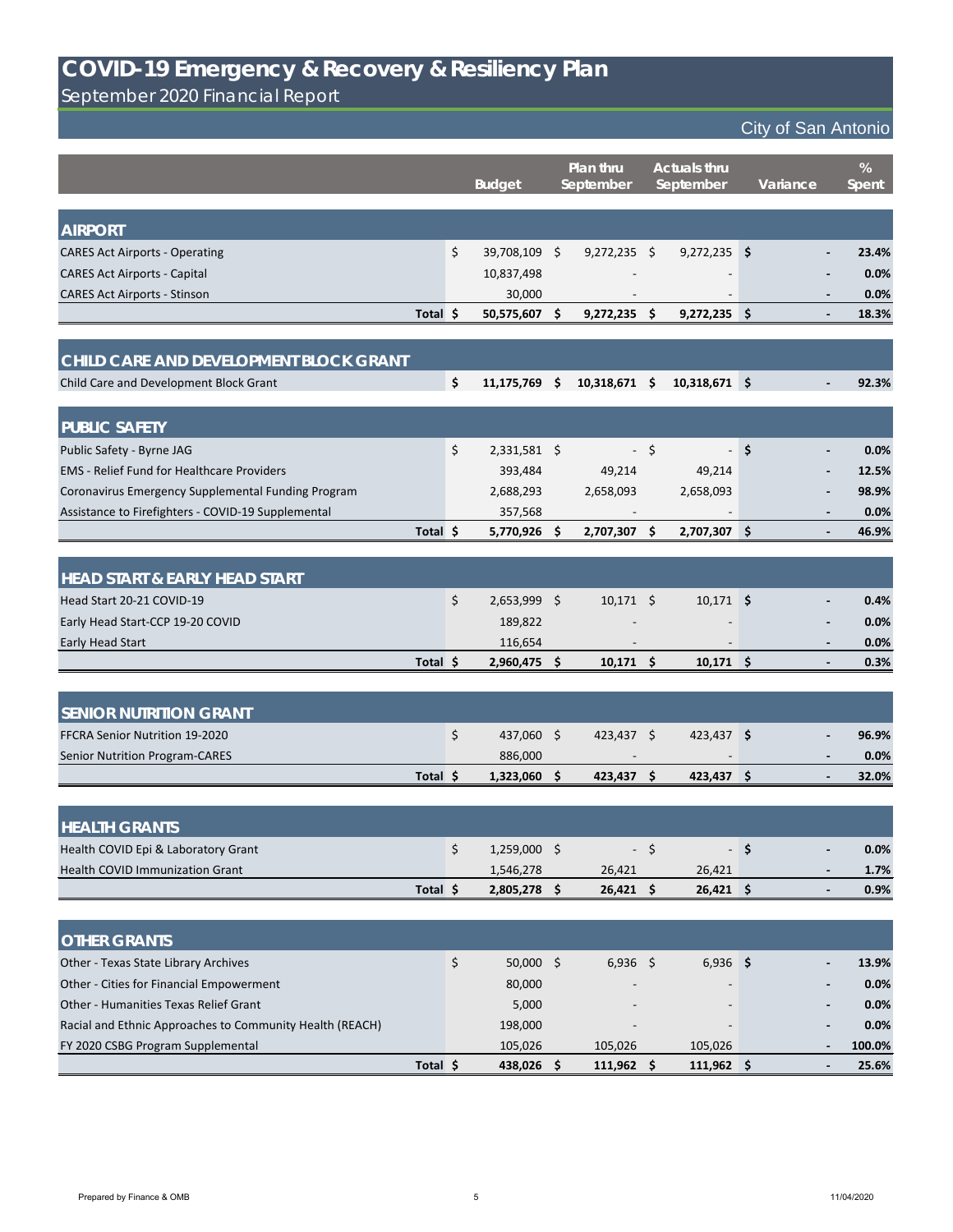# COVID-19 Emergency & Recovery & Resiliency Plan

September 2020 Financial Report

City of San Antonio

| | Budget | Plan thru September | Actuals thru September | Variance | % Spent |
|---|---|---|---|---|---|
| **AIRPORT** | | | | | |
| CARES Act Airports - Operating | $ 39,708,109 | $ 9,272,235 | $ 9,272,235 | $ - | 23.4% |
| CARES Act Airports - Capital | 10,837,498 | - | - | - | 0.0% |
| CARES Act Airports - Stinson | 30,000 | - | - | - | 0.0% |
| **Total** | **$ 50,575,607** | **$ 9,272,235** | **$ 9,272,235** | **$ -** | **18.3%** |
| **CHILD CARE AND DEVELOPMENT BLOCK GRANT** | | | | | |
| Child Care and Development Block Grant | **$ 11,175,769** | **$ 10,318,671** | **$ 10,318,671** | **$ -** | **92.3%** |
| **PUBLIC SAFETY** | | | | | |
| Public Safety - Byrne JAG | $ 2,331,581 | $ - | $ - | $ - | 0.0% |
| EMS - Relief Fund for Healthcare Providers | 393,484 | 49,214 | 49,214 | - | 12.5% |
| Coronavirus Emergency Supplemental Funding Program | 2,688,293 | 2,658,093 | 2,658,093 | - | 98.9% |
| Assistance to Firefighters - COVID-19 Supplemental | 357,568 | - | - | - | 0.0% |
| **Total** | **$ 5,770,926** | **$ 2,707,307** | **$ 2,707,307** | **$ -** | **46.9%** |
| **HEAD START & EARLY HEAD START** | | | | | |
| Head Start 20-21 COVID-19 | $ 2,653,999 | $ 10,171 | $ 10,171 | $ - | 0.4% |
| Early Head Start-CCP 19-20 COVID | 189,822 | - | - | - | 0.0% |
| Early Head Start | 116,654 | - | - | - | 0.0% |
| **Total** | **$ 2,960,475** | **$ 10,171** | **$ 10,171** | **$ -** | **0.3%** |
| **SENIOR NUTRITION GRANT** | | | | | |
| FFCRA Senior Nutrition 19-2020 | $ 437,060 | $ 423,437 | $ 423,437 | $ - | 96.9% |
| Senior Nutrition Program-CARES | 886,000 | - | - | - | 0.0% |
| **Total** | **$ 1,323,060** | **$ 423,437** | **$ 423,437** | **$ -** | **32.0%** |
| **HEALTH GRANTS** | | | | | |
| Health COVID Epi & Laboratory Grant | $ 1,259,000 | $ - | $ - | $ - | 0.0% |
| Health COVID Immunization Grant | 1,546,278 | 26,421 | 26,421 | - | 1.7% |
| **Total** | **$ 2,805,278** | **$ 26,421** | **$ 26,421** | **$ -** | **0.9%** |
| **OTHER GRANTS** | | | | | |
| Other - Texas State Library Archives | $ 50,000 | $ 6,936 | $ 6,936 | $ - | 13.9% |
| Other - Cities for Financial Empowerment | 80,000 | - | - | - | 0.0% |
| Other - Humanities Texas Relief Grant | 5,000 | - | - | - | 0.0% |
| Racial and Ethnic Approaches to Community Health (REACH) | 198,000 | - | - | - | 0.0% |
| FY 2020 CSBG Program Supplemental | 105,026 | 105,026 | 105,026 | - | 100.0% |
| **Total** | **$ 438,026** | **$ 111,962** | **$ 111,962** | **$ -** | **25.6%** |

Prepared by Finance & OMB 11/04/2020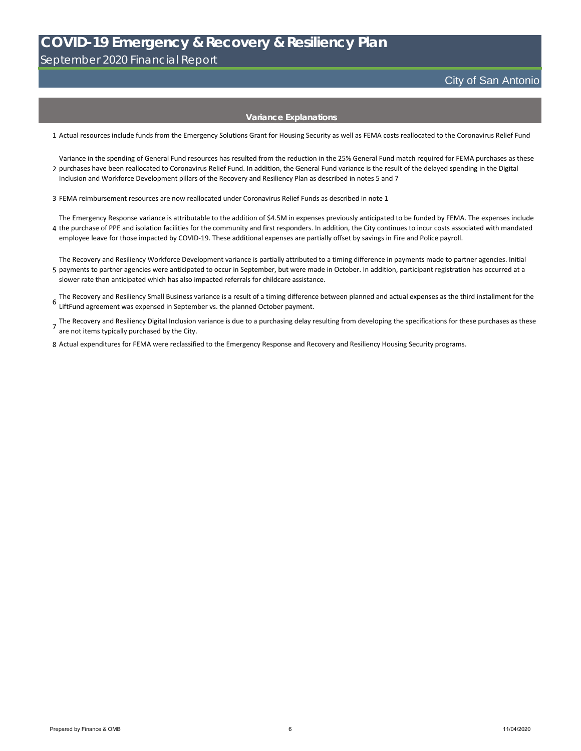# COVID-19 Emergency & Recovery & Resiliency Plan

September 2020 Financial Report

City of San Antonio

## Variance Explanations

1. Actual resources include funds from the Emergency Solutions Grant for Housing Security as well as FEMA costs reallocated to the Coronavirus Relief Fund
2. Variance in the spending of General Fund resources has resulted from the reduction in the 25% General Fund match required for FEMA purchases as these purchases have been reallocated to Coronavirus Relief Fund. In addition, the General Fund variance is the result of the delayed spending in the Digital Inclusion and Workforce Development pillars of the Recovery and Resiliency Plan as described in notes 5 and 7
3. FEMA reimbursement resources are now reallocated under Coronavirus Relief Funds as described in note 1
4. The Emergency Response variance is attributable to the addition of $4.5M in expenses previously anticipated to be funded by FEMA. The expenses include the purchase of PPE and isolation facilities for the community and first responders. In addition, the City continues to incur costs associated with mandated employee leave for those impacted by COVID-19. These additional expenses are partially offset by savings in Fire and Police payroll.
5. The Recovery and Resiliency Workforce Development variance is partially attributed to a timing difference in payments made to partner agencies. Initial payments to partner agencies were anticipated to occur in September, but were made in October. In addition, participant registration has occurred at a slower rate than anticipated which has also impacted referrals for childcare assistance.
6. The Recovery and Resiliency Small Business variance is a result of a timing difference between planned and actual expenses as the third installment for the LiftFund agreement was expensed in September vs. the planned October payment.
7. The Recovery and Resiliency Digital Inclusion variance is due to a purchasing delay resulting from developing the specifications for these purchases as these are not items typically purchased by the City.
8. Actual expenditures for FEMA were reclassified to the Emergency Response and Recovery and Resiliency Housing Security programs.

Prepared by Finance & OMB

11/04/2020